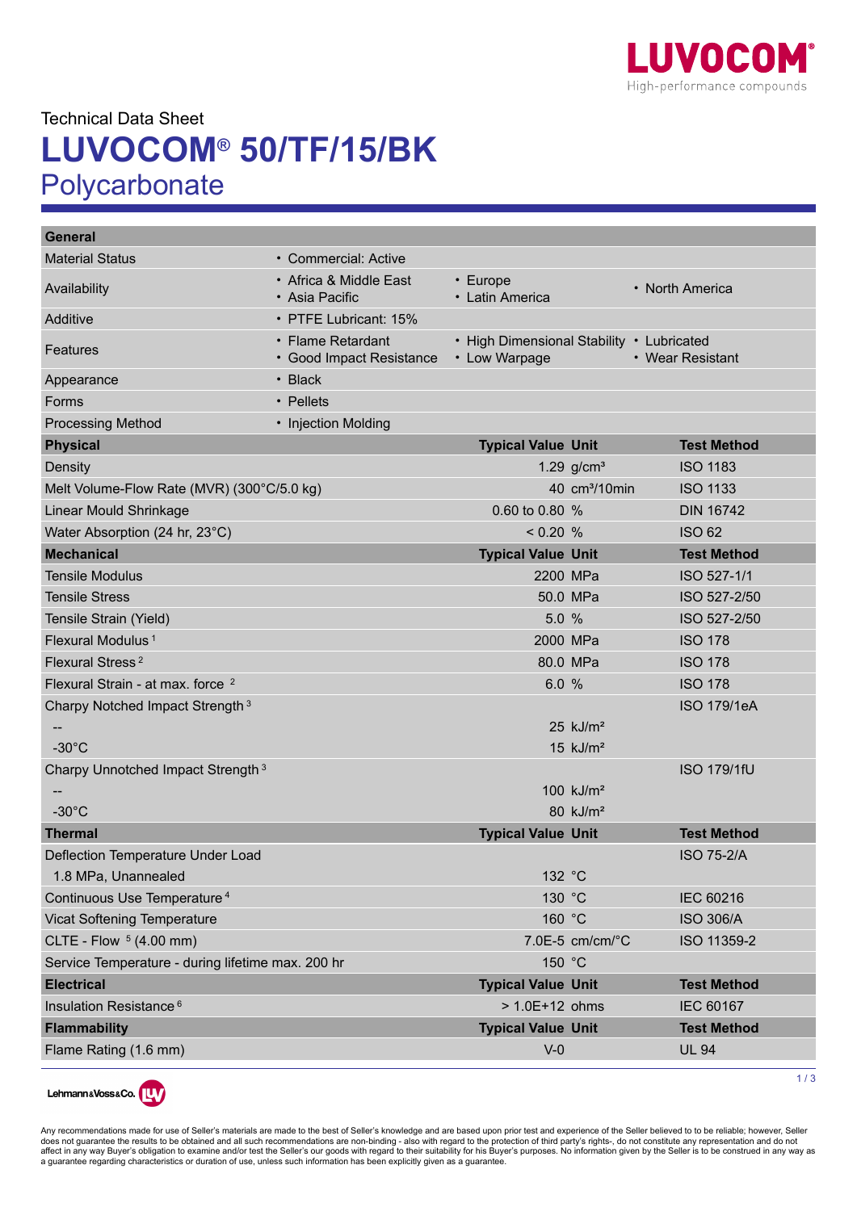LUVOCOM®
High-performance compounds

Technical Data Sheet

# LUVOCOM® 50/TF/15/BK

## Polycarbonate

| General | | | |
|---|---|---|---|
| Material Status | • Commercial: Active | | |
| Availability | • Africa & Middle East<br>• Asia Pacific | • Europe<br>• Latin America | • North America |
| Additive | • PTFE Lubricant: 15% | | |
| Features | • Flame Retardant<br>• Good Impact Resistance | • High Dimensional Stability<br>• Low Warpage | • Lubricated<br>• Wear Resistant |
| Appearance | • Black | | |
| Forms | • Pellets | | |
| Processing Method | • Injection Molding | | |

| Physical | Typical Value | Unit | Test Method |
|---|---|---|---|
| Density | 1.29 | g/cm³ | ISO 1183 |
| Melt Volume-Flow Rate (MVR) (300°C/5.0 kg) | 40 | cm³/10min | ISO 1133 |
| Linear Mould Shrinkage | 0.60 to 0.80 | % | DIN 16742 |
| Water Absorption (24 hr, 23°C) | < 0.20 | % | ISO 62 |

| Mechanical | Typical Value | Unit | Test Method |
|---|---|---|---|
| Tensile Modulus | 2200 | MPa | ISO 527-1/1 |
| Tensile Stress | 50.0 | MPa | ISO 527-2/50 |
| Tensile Strain (Yield) | 5.0 | % | ISO 527-2/50 |
| Flexural Modulus [1] | 2000 | MPa | ISO 178 |
| Flexural Stress [2] | 80.0 | MPa | ISO 178 |
| Flexural Strain - at max. force [2] | 6.0 | % | ISO 178 |
| Charpy Notched Impact Strength [3] | | | ISO 179/1eA |
| -- | 25 | kJ/m² | |
| -30°C | 15 | kJ/m² | |
| Charpy Unnotched Impact Strength [3] | | | ISO 179/1fU |
| -- | 100 | kJ/m² | |
| -30°C | 80 | kJ/m² | |

| Thermal | Typical Value | Unit | Test Method |
|---|---|---|---|
| Deflection Temperature Under Load | | | ISO 75-2/A |
| 1.8 MPa, Unannealed | 132 | °C | |
| Continuous Use Temperature [4] | 130 | °C | IEC 60216 |
| Vicat Softening Temperature | 160 | °C | ISO 306/A |
| CLTE - Flow [5] (4.00 mm) | 7.0E-5 | cm/cm/°C | ISO 11359-2 |
| Service Temperature - during lifetime max. 200 hr | 150 | °C | |

| Electrical | Typical Value | Unit | Test Method |
|---|---|---|---|
| Insulation Resistance [6] | > 1.0E+12 | ohms | IEC 60167 |

| Flammability | Typical Value | Unit | Test Method |
|---|---|---|---|
| Flame Rating (1.6 mm) | V-0 | | UL 94 |

Lehmann&Voss&Co.

Any recommendations made for use of Seller's materials are made to the best of Seller's knowledge and are based upon prior test and experience of the Seller believed to to be reliable; however, Seller does not guarantee the results to be obtained and all such recommendations are non-binding - also with regard to the protection of third party's rights-, do not constitute any representation and do not affect in any way Buyer's obligation to examine and/or test the Seller's our goods with regard to their suitability for his Buyer's purposes. No information given by the Seller is to be construed in any way as a guarantee regarding characteristics or duration of use, unless such information has been explicitly given as a guarantee.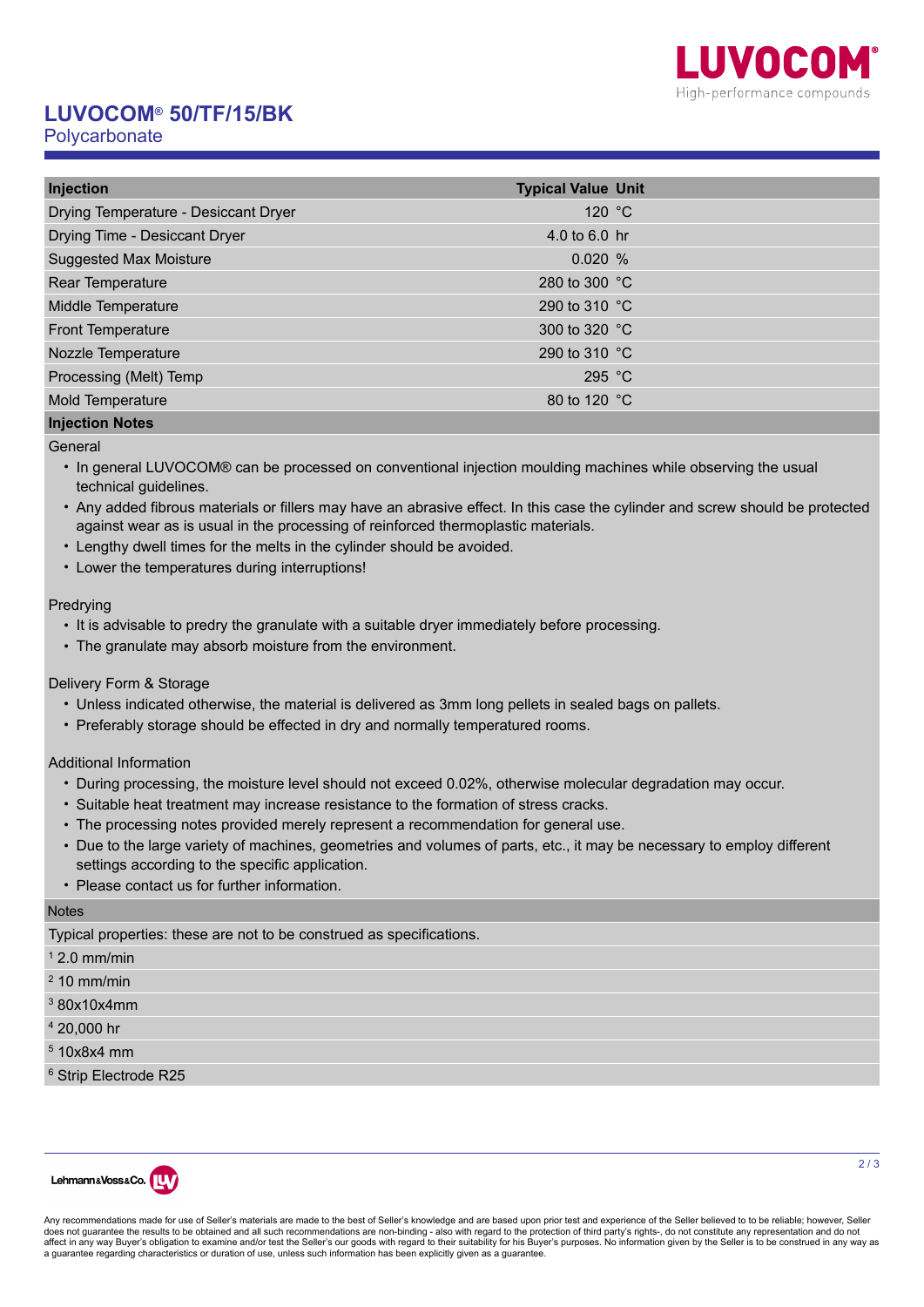# LUVOCOM® 50/TF/15/BK

Polycarbonate

| Injection | Typical Value | Unit |
| --- | --- | --- |
| Drying Temperature - Desiccant Dryer | 120 | °C |
| Drying Time - Desiccant Dryer | 4.0 to 6.0 | hr |
| Suggested Max Moisture | 0.020 | % |
| Rear Temperature | 280 to 300 | °C |
| Middle Temperature | 290 to 310 | °C |
| Front Temperature | 300 to 320 | °C |
| Nozzle Temperature | 290 to 310 | °C |
| Processing (Melt) Temp | 295 | °C |
| Mold Temperature | 80 to 120 | °C |

## Injection Notes

General

- In general LUVOCOM® can be processed on conventional injection moulding machines while observing the usual technical guidelines.
- Any added fibrous materials or fillers may have an abrasive effect. In this case the cylinder and screw should be protected against wear as is usual in the processing of reinforced thermoplastic materials.
- Lengthy dwell times for the melts in the cylinder should be avoided.
- Lower the temperatures during interruptions!

Predrying

- It is advisable to predry the granulate with a suitable dryer immediately before processing.
- The granulate may absorb moisture from the environment.

Delivery Form & Storage

- Unless indicated otherwise, the material is delivered as 3mm long pellets in sealed bags on pallets.
- Preferably storage should be effected in dry and normally temperatured rooms.

Additional Information

- During processing, the moisture level should not exceed 0.02%, otherwise molecular degradation may occur.
- Suitable heat treatment may increase resistance to the formation of stress cracks.
- The processing notes provided merely represent a recommendation for general use.
- Due to the large variety of machines, geometries and volumes of parts, etc., it may be necessary to employ different settings according to the specific application.
- Please contact us for further information.

## Notes

Typical properties: these are not to be construed as specifications.

[1] 2.0 mm/min

[2] 10 mm/min

[3] 80x10x4mm

[4] 20,000 hr

[5] 10x8x4 mm

[6] Strip Electrode R25

Any recommendations made for use of Seller's materials are made to the best of Seller's knowledge and are based upon prior test and experience of the Seller believed to to be reliable; however, Seller does not guarantee the results to be obtained and all such recommendations are non-binding - also with regard to the protection of third party's rights-, do not constitute any representation and do not affect in any way Buyer's obligation to examine and/or test the Seller's our goods with regard to their suitability for his Buyer's purposes. No information given by the Seller is to be construed in any way as a guarantee regarding characteristics or duration of use, unless such information has been explicitly given as a guarantee.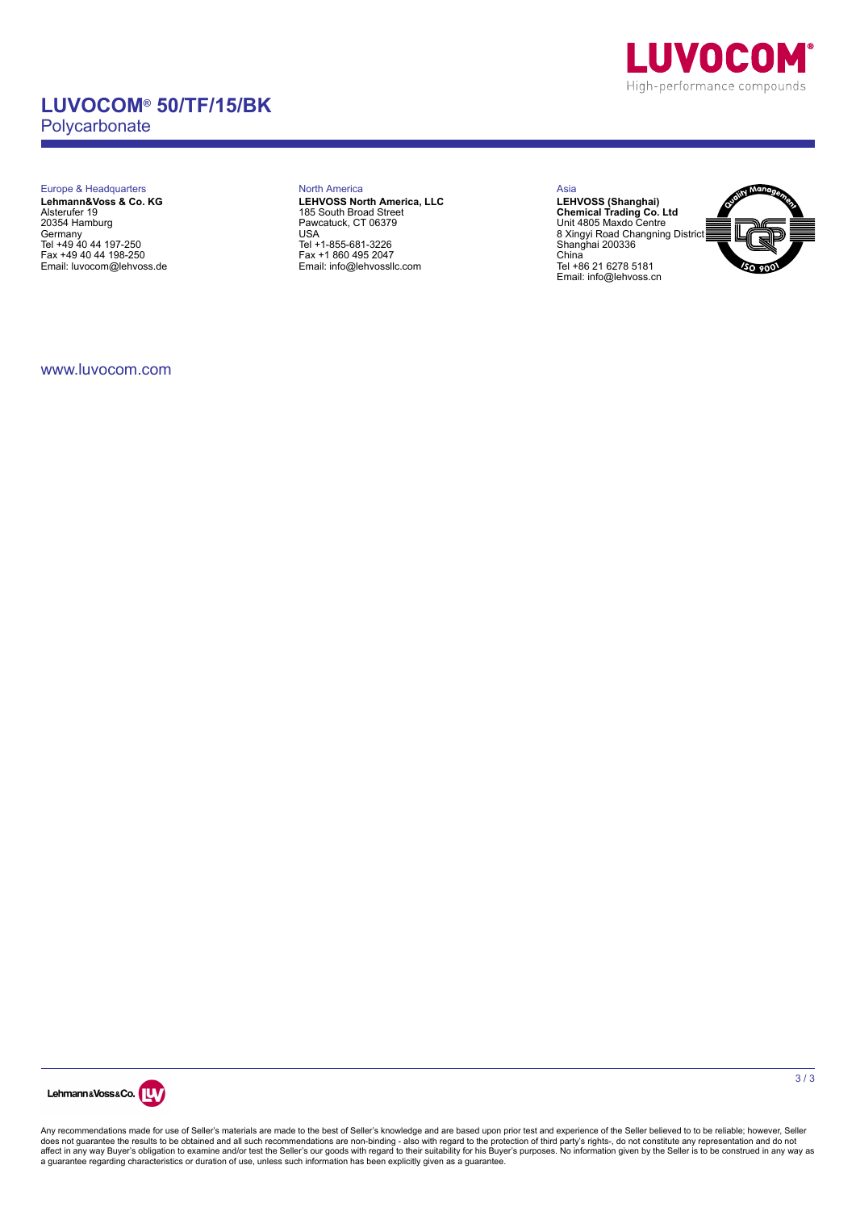# LUVOCOM® 50/TF/15/BK

Polycarbonate

Europe & Headquarters
**Lehmann&Voss & Co. KG**
Alsterufer 19
20354 Hamburg
Germany
Tel +49 40 44 197-250
Fax +49 40 44 198-250
Email: luvocom@lehvoss.de

North America
**LEHVOSS North America, LLC**
185 South Broad Street
Pawcatuck, CT 06379
USA
Tel +1-855-681-3226
Fax +1 860 495 2047
Email: info@lehvossllc.com

Asia
**LEHVOSS (Shanghai) Chemical Trading Co. Ltd**
Unit 4805 Maxdo Centre
8 Xingyi Road Changning District
Shanghai 200336
China
Tel +86 21 6278 5181
Email: info@lehvoss.cn

www.luvocom.com

Any recommendations made for use of Seller's materials are made to the best of Seller's knowledge and are based upon prior test and experience of the Seller believed to to be reliable; however, Seller does not guarantee the results to be obtained and all such recommendations are non-binding - also with regard to the protection of third party's rights-, do not constitute any representation and do not affect in any way Buyer's obligation to examine and/or test the Seller's our goods with regard to their suitability for his Buyer's purposes. No information given by the Seller is to be construed in any way as a guarantee regarding characteristics or duration of use, unless such information has been explicitly given as a guarantee.